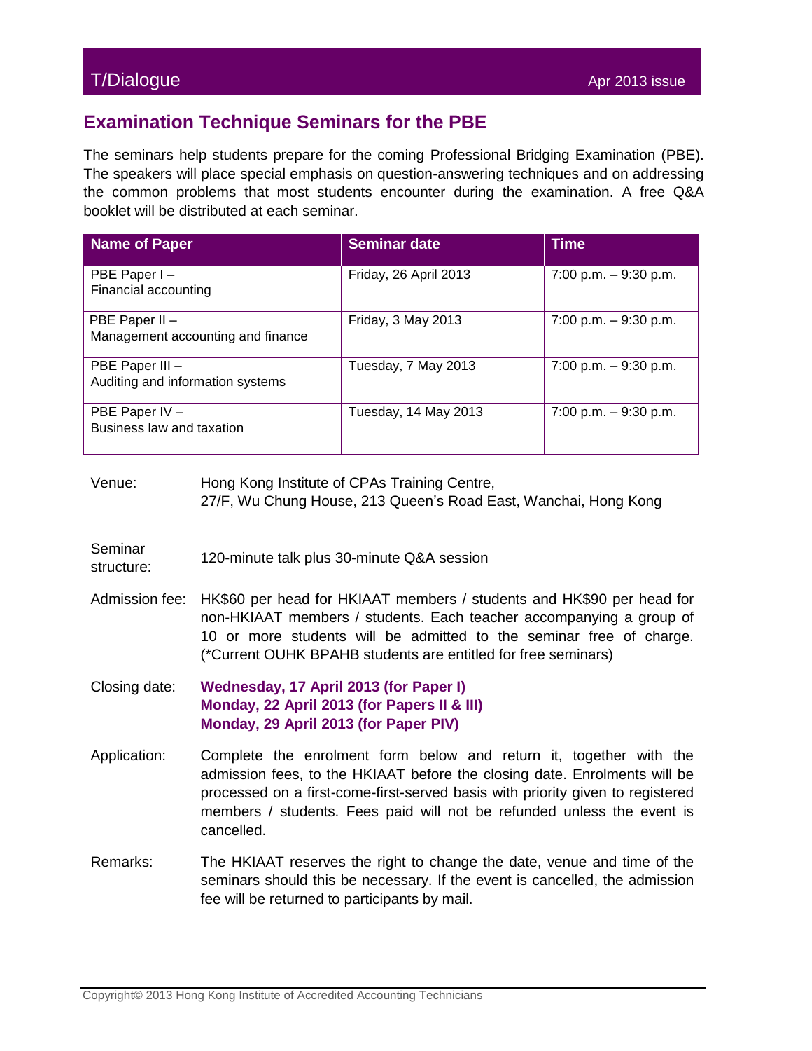## Examination Technique Seminars for the PBE

The seminars help students prepare for the coming Professional Bridging Examination (PBE). The speakers will place special emphasis on question-answering techniques and on addressing the common problems that most students encounter during the examination. A free Q&A booklet will be distributed at each seminar.

| Name of Paper | Seminar date | Time |
| --- | --- | --- |
| PBE Paper I – Financial accounting | Friday, 26 April 2013 | 7:00 p.m. – 9:30 p.m. |
| PBE Paper II – Management accounting and finance | Friday, 3 May 2013 | 7:00 p.m. – 9:30 p.m. |
| PBE Paper III – Auditing and information systems | Tuesday, 7 May 2013 | 7:00 p.m. – 9:30 p.m. |
| PBE Paper IV – Business law and taxation | Tuesday, 14 May 2013 | 7:00 p.m. – 9:30 p.m. |

Venue: Hong Kong Institute of CPAs Training Centre, 27/F, Wu Chung House, 213 Queen's Road East, Wanchai, Hong Kong

Seminar structure: 120-minute talk plus 30-minute Q&A session

Admission fee: HK$60 per head for HKIAAT members / students and HK$90 per head for non-HKIAAT members / students. Each teacher accompanying a group of 10 or more students will be admitted to the seminar free of charge. (*Current OUHK BPAHB students are entitled for free seminars)

Closing date:
**Wednesday, 17 April 2013 (for Paper I)**
**Monday, 22 April 2013 (for Papers II & III)**
**Monday, 29 April 2013 (for Paper PIV)**

Application: Complete the enrolment form below and return it, together with the admission fees, to the HKIAAT before the closing date. Enrolments will be processed on a first-come-first-served basis with priority given to registered members / students. Fees paid will not be refunded unless the event is cancelled.

Remarks: The HKIAAT reserves the right to change the date, venue and time of the seminars should this be necessary. If the event is cancelled, the admission fee will be returned to participants by mail.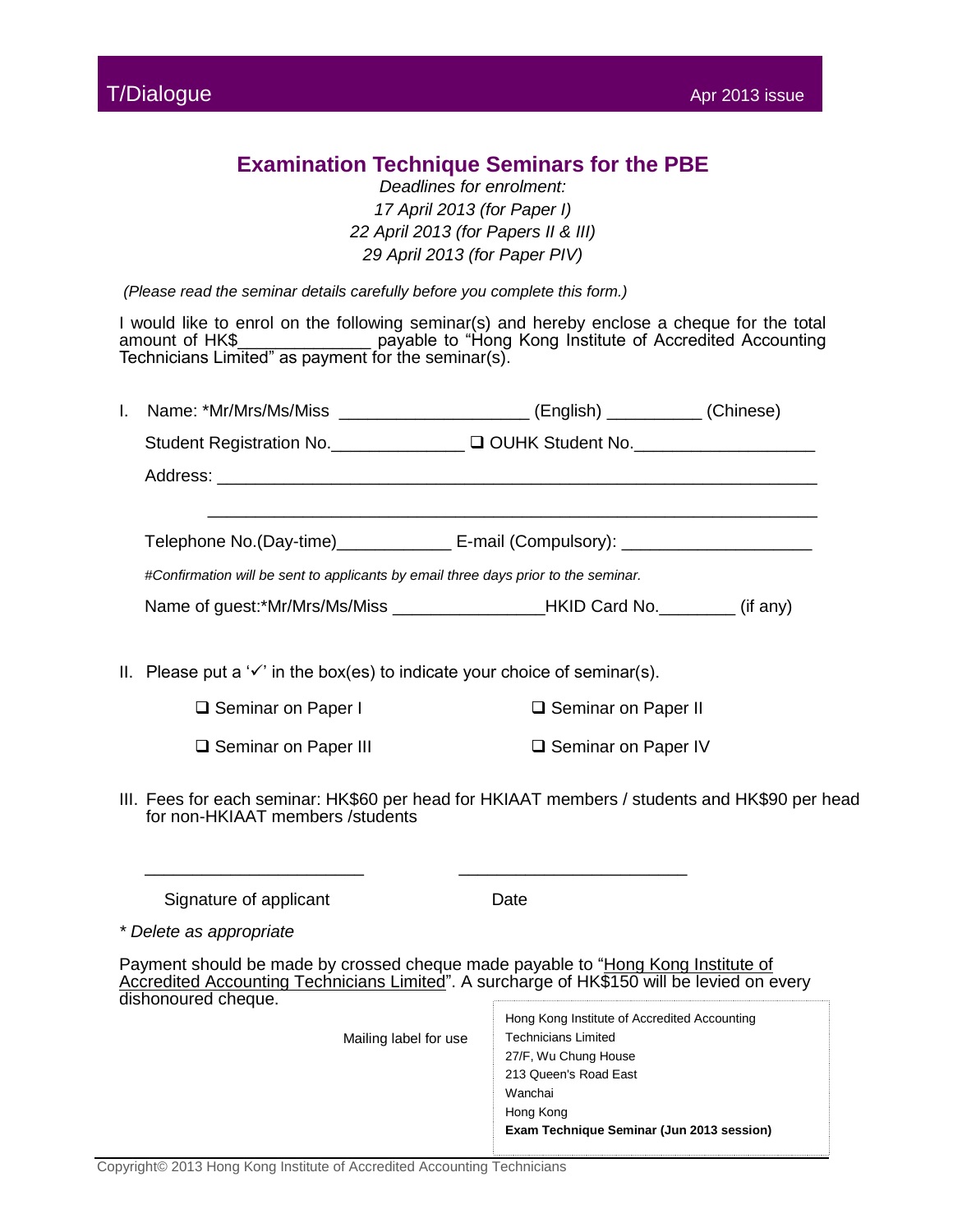## Examination Technique Seminars for the PBE

*Deadlines for enrolment:*
*17 April 2013 (for Paper I)*
*22 April 2013 (for Papers II & III)*
*29 April 2013 (for Paper PIV)*

*(Please read the seminar details carefully before you complete this form.)*

I would like to enrol on the following seminar(s) and hereby enclose a cheque for the total amount of HK$______________ payable to "Hong Kong Institute of Accredited Accounting Technicians Limited" as payment for the seminar(s).

I. Name: *Mr/Mrs/Ms/Miss ____________________ (English) __________ (Chinese)

Student Registration No.______________ ❑ OUHK Student No.___________________

Address: ______________________________________________________________

______________________________________________________________

Telephone No.(Day-time)____________ E-mail (Compulsory): ____________________

*#Confirmation will be sent to applicants by email three days prior to the seminar.*

Name of guest:*Mr/Mrs/Ms/Miss ________________HKID Card No.________ (if any)

II. Please put a '✓' in the box(es) to indicate your choice of seminar(s).

❑ Seminar on Paper I ❑ Seminar on Paper II

❑ Seminar on Paper III ❑ Seminar on Paper IV

III. Fees for each seminar: HK$60 per head for HKIAAT members / students and HK$90 per head for non-HKIAAT members /students

________________________ ________________________

Signature of applicant Date

*\* Delete as appropriate*

Payment should be made by crossed cheque made payable to "Hong Kong Institute of Accredited Accounting Technicians Limited". A surcharge of HK$150 will be levied on every dishonoured cheque.

Mailing label for use

Hong Kong Institute of Accredited Accounting Technicians Limited
27/F, Wu Chung House
213 Queen's Road East
Wanchai
Hong Kong
**Exam Technique Seminar (Jun 2013 session)**